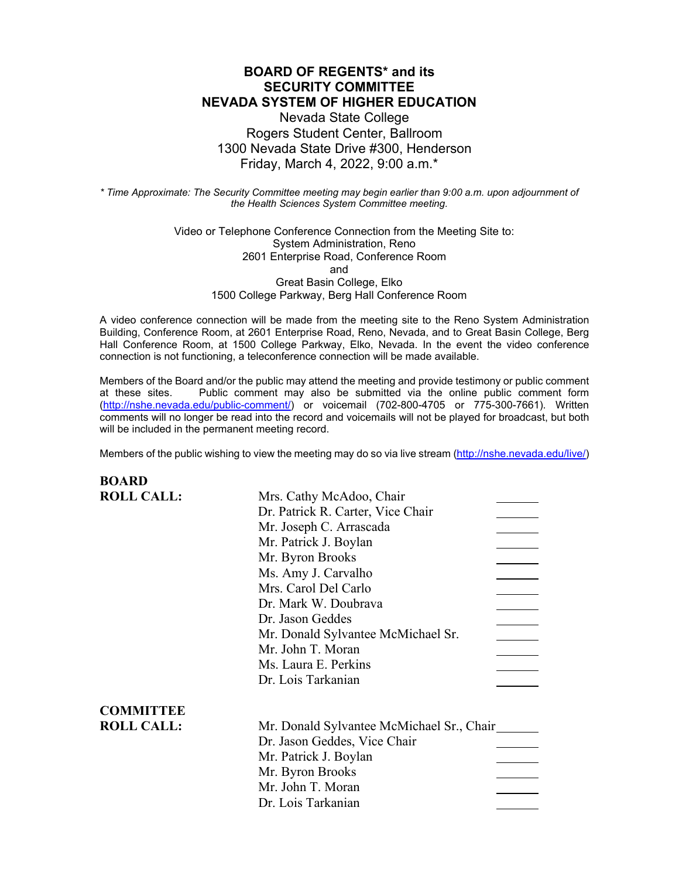# BOARD OF REGENTS* and its SECURITY COMMITTEE NEVADA SYSTEM OF HIGHER EDUCATION

Nevada State College
Rogers Student Center, Ballroom
1300 Nevada State Drive #300, Henderson
Friday, March 4, 2022, 9:00 a.m.*

*\* Time Approximate: The Security Committee meeting may begin earlier than 9:00 a.m. upon adjournment of the Health Sciences System Committee meeting.*

Video or Telephone Conference Connection from the Meeting Site to:
System Administration, Reno
2601 Enterprise Road, Conference Room
and
Great Basin College, Elko
1500 College Parkway, Berg Hall Conference Room

A video conference connection will be made from the meeting site to the Reno System Administration Building, Conference Room, at 2601 Enterprise Road, Reno, Nevada, and to Great Basin College, Berg Hall Conference Room, at 1500 College Parkway, Elko, Nevada. In the event the video conference connection is not functioning, a teleconference connection will be made available.

Members of the Board and/or the public may attend the meeting and provide testimony or public comment at these sites. Public comment may also be submitted via the online public comment form (http://nshe.nevada.edu/public-comment/) or voicemail (702-800-4705 or 775-300-7661). Written comments will no longer be read into the record and voicemails will not be played for broadcast, but both will be included in the permanent meeting record.

Members of the public wishing to view the meeting may do so via live stream (http://nshe.nevada.edu/live/)

**BOARD ROLL CALL:**

| | |
|---|---|
| Mrs. Cathy McAdoo, Chair | ______ |
| Dr. Patrick R. Carter, Vice Chair | ______ |
| Mr. Joseph C. Arrascada | ______ |
| Mr. Patrick J. Boylan | ______ |
| Mr. Byron Brooks | ______ |
| Ms. Amy J. Carvalho | ______ |
| Mrs. Carol Del Carlo | ______ |
| Dr. Mark W. Doubrava | ______ |
| Dr. Jason Geddes | ______ |
| Mr. Donald Sylvantee McMichael Sr. | ______ |
| Mr. John T. Moran | ______ |
| Ms. Laura E. Perkins | ______ |
| Dr. Lois Tarkanian | ______ |

**COMMITTEE ROLL CALL:**

| | |
|---|---|
| Mr. Donald Sylvantee McMichael Sr., Chair | ______ |
| Dr. Jason Geddes, Vice Chair | ______ |
| Mr. Patrick J. Boylan | ______ |
| Mr. Byron Brooks | ______ |
| Mr. John T. Moran | ______ |
| Dr. Lois Tarkanian | ______ |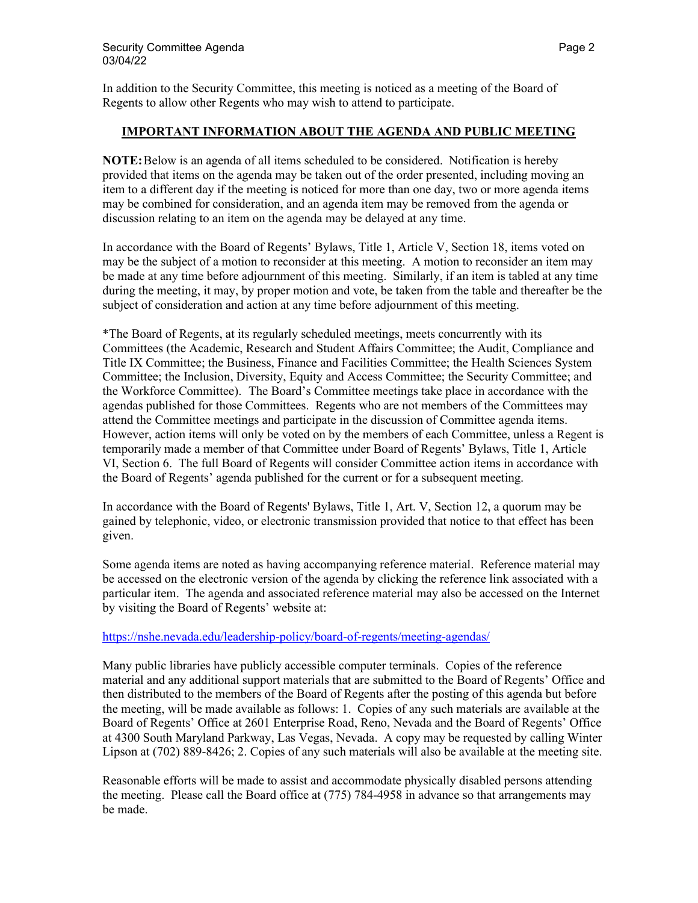In addition to the Security Committee, this meeting is noticed as a meeting of the Board of Regents to allow other Regents who may wish to attend to participate.

## IMPORTANT INFORMATION ABOUT THE AGENDA AND PUBLIC MEETING

**NOTE:** Below is an agenda of all items scheduled to be considered. Notification is hereby provided that items on the agenda may be taken out of the order presented, including moving an item to a different day if the meeting is noticed for more than one day, two or more agenda items may be combined for consideration, and an agenda item may be removed from the agenda or discussion relating to an item on the agenda may be delayed at any time.

In accordance with the Board of Regents' Bylaws, Title 1, Article V, Section 18, items voted on may be the subject of a motion to reconsider at this meeting. A motion to reconsider an item may be made at any time before adjournment of this meeting. Similarly, if an item is tabled at any time during the meeting, it may, by proper motion and vote, be taken from the table and thereafter be the subject of consideration and action at any time before adjournment of this meeting.

*The Board of Regents, at its regularly scheduled meetings, meets concurrently with its Committees (the Academic, Research and Student Affairs Committee; the Audit, Compliance and Title IX Committee; the Business, Finance and Facilities Committee; the Health Sciences System Committee; the Inclusion, Diversity, Equity and Access Committee; the Security Committee; and the Workforce Committee). The Board's Committee meetings take place in accordance with the agendas published for those Committees. Regents who are not members of the Committees may attend the Committee meetings and participate in the discussion of Committee agenda items. However, action items will only be voted on by the members of each Committee, unless a Regent is temporarily made a member of that Committee under Board of Regents' Bylaws, Title 1, Article VI, Section 6. The full Board of Regents will consider Committee action items in accordance with the Board of Regents' agenda published for the current or for a subsequent meeting.

In accordance with the Board of Regents' Bylaws, Title 1, Art. V, Section 12, a quorum may be gained by telephonic, video, or electronic transmission provided that notice to that effect has been given.

Some agenda items are noted as having accompanying reference material. Reference material may be accessed on the electronic version of the agenda by clicking the reference link associated with a particular item. The agenda and associated reference material may also be accessed on the Internet by visiting the Board of Regents' website at:

https://nshe.nevada.edu/leadership-policy/board-of-regents/meeting-agendas/

Many public libraries have publicly accessible computer terminals. Copies of the reference material and any additional support materials that are submitted to the Board of Regents' Office and then distributed to the members of the Board of Regents after the posting of this agenda but before the meeting, will be made available as follows: 1. Copies of any such materials are available at the Board of Regents' Office at 2601 Enterprise Road, Reno, Nevada and the Board of Regents' Office at 4300 South Maryland Parkway, Las Vegas, Nevada. A copy may be requested by calling Winter Lipson at (702) 889-8426; 2. Copies of any such materials will also be available at the meeting site.

Reasonable efforts will be made to assist and accommodate physically disabled persons attending the meeting. Please call the Board office at (775) 784-4958 in advance so that arrangements may be made.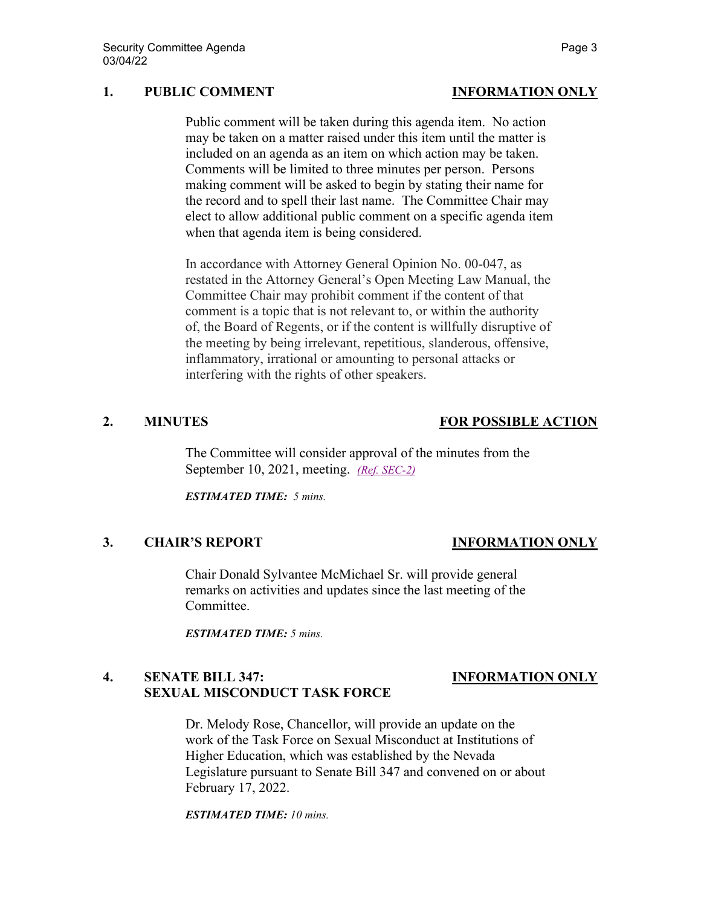## 1. PUBLIC COMMENT — INFORMATION ONLY

Public comment will be taken during this agenda item. No action may be taken on a matter raised under this item until the matter is included on an agenda as an item on which action may be taken. Comments will be limited to three minutes per person. Persons making comment will be asked to begin by stating their name for the record and to spell their last name. The Committee Chair may elect to allow additional public comment on a specific agenda item when that agenda item is being considered.

In accordance with Attorney General Opinion No. 00-047, as restated in the Attorney General's Open Meeting Law Manual, the Committee Chair may prohibit comment if the content of that comment is a topic that is not relevant to, or within the authority of, the Board of Regents, or if the content is willfully disruptive of the meeting by being irrelevant, repetitious, slanderous, offensive, inflammatory, irrational or amounting to personal attacks or interfering with the rights of other speakers.

## 2. MINUTES — FOR POSSIBLE ACTION

The Committee will consider approval of the minutes from the September 10, 2021, meeting. *(Ref. SEC-2)*

***ESTIMATED TIME:*** *5 mins.*

## 3. CHAIR'S REPORT — INFORMATION ONLY

Chair Donald Sylvantee McMichael Sr. will provide general remarks on activities and updates since the last meeting of the Committee.

***ESTIMATED TIME:*** *5 mins.*

## 4. SENATE BILL 347: SEXUAL MISCONDUCT TASK FORCE — INFORMATION ONLY

Dr. Melody Rose, Chancellor, will provide an update on the work of the Task Force on Sexual Misconduct at Institutions of Higher Education, which was established by the Nevada Legislature pursuant to Senate Bill 347 and convened on or about February 17, 2022.

***ESTIMATED TIME:*** *10 mins.*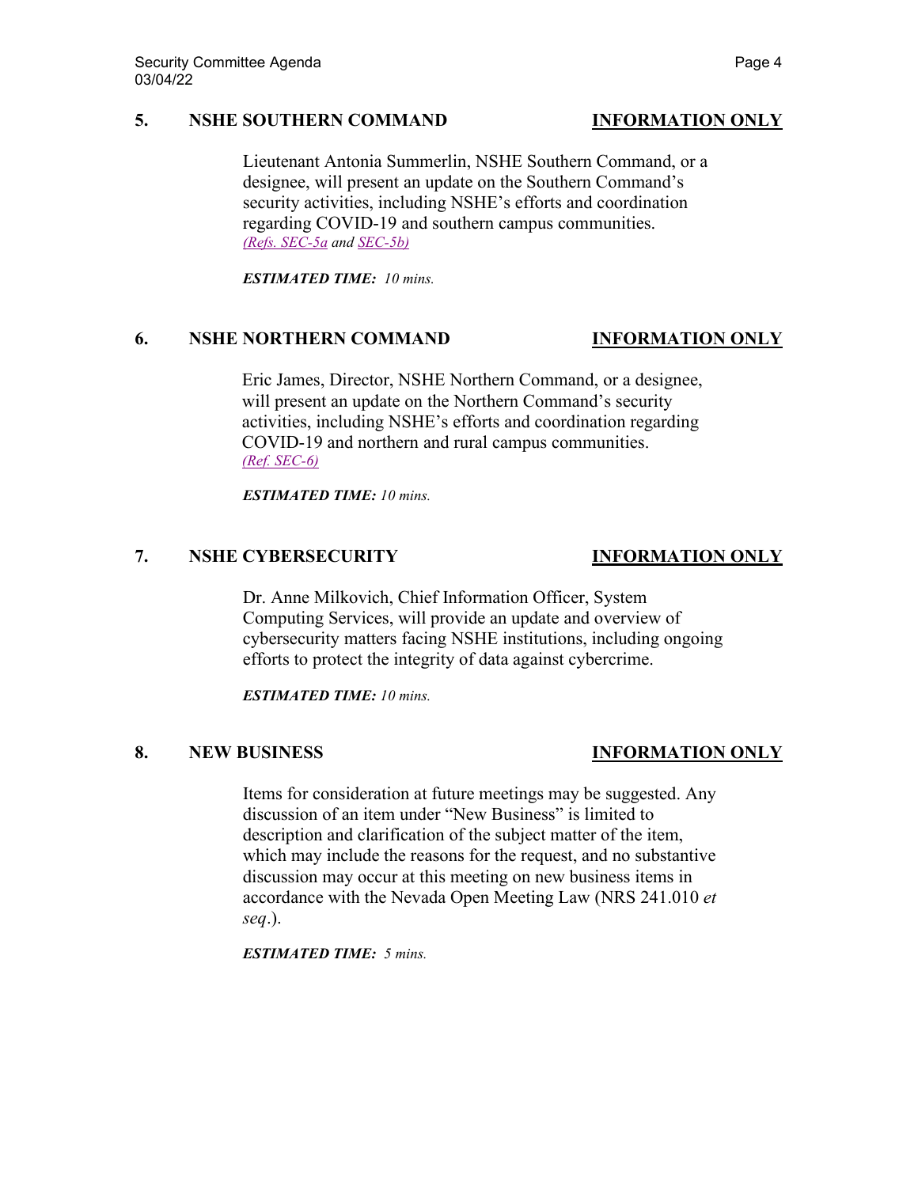### 5. NSHE SOUTHERN COMMAND — INFORMATION ONLY

Lieutenant Antonia Summerlin, NSHE Southern Command, or a designee, will present an update on the Southern Command's security activities, including NSHE's efforts and coordination regarding COVID-19 and southern campus communities.
*(Refs. SEC-5a and SEC-5b)*

***ESTIMATED TIME:*** *10 mins.*

### 6. NSHE NORTHERN COMMAND — INFORMATION ONLY

Eric James, Director, NSHE Northern Command, or a designee, will present an update on the Northern Command's security activities, including NSHE's efforts and coordination regarding COVID-19 and northern and rural campus communities.
*(Ref. SEC-6)*

***ESTIMATED TIME:*** *10 mins.*

### 7. NSHE CYBERSECURITY — INFORMATION ONLY

Dr. Anne Milkovich, Chief Information Officer, System Computing Services, will provide an update and overview of cybersecurity matters facing NSHE institutions, including ongoing efforts to protect the integrity of data against cybercrime.

***ESTIMATED TIME:*** *10 mins.*

### 8. NEW BUSINESS — INFORMATION ONLY

Items for consideration at future meetings may be suggested. Any discussion of an item under "New Business" is limited to description and clarification of the subject matter of the item, which may include the reasons for the request, and no substantive discussion may occur at this meeting on new business items in accordance with the Nevada Open Meeting Law (NRS 241.010 *et seq*.).

***ESTIMATED TIME:*** *5 mins.*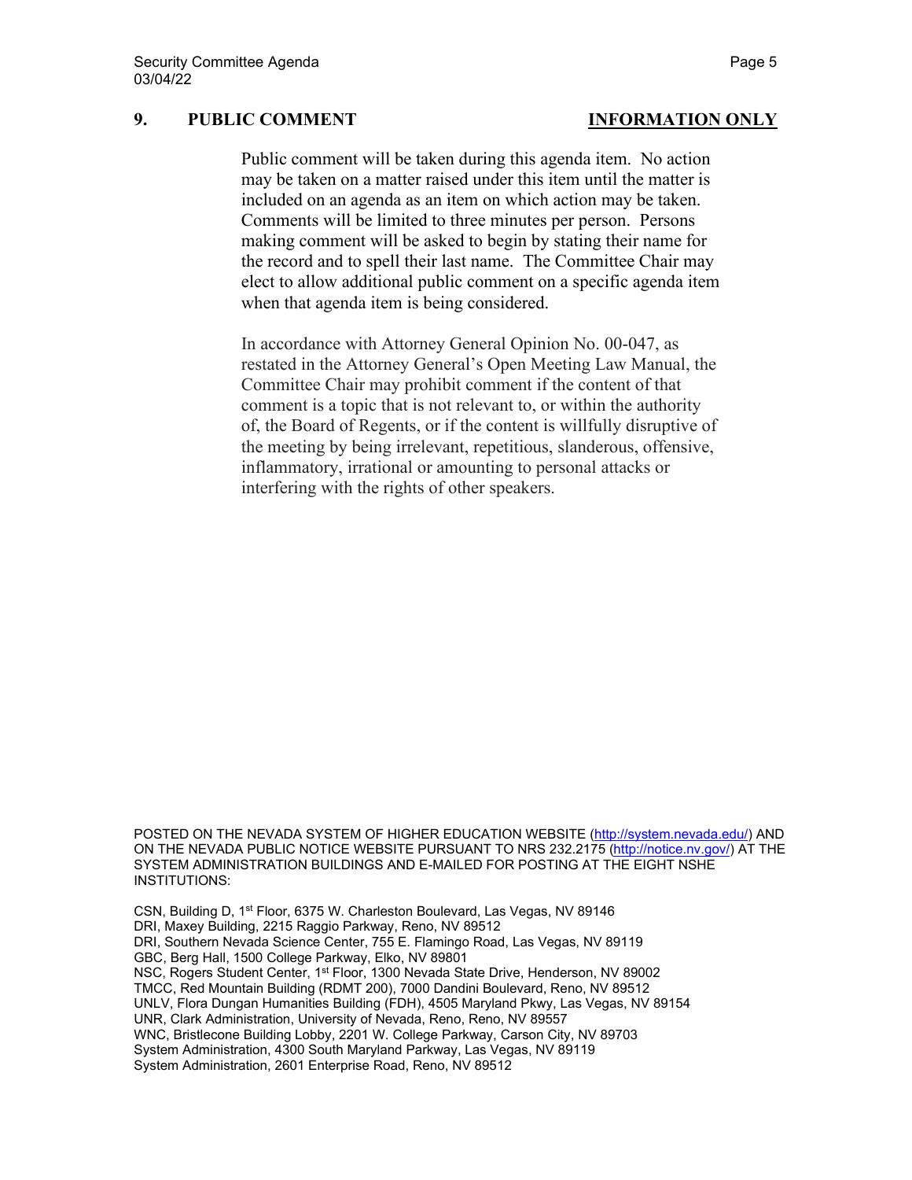## 9. PUBLIC COMMENT — INFORMATION ONLY

Public comment will be taken during this agenda item. No action may be taken on a matter raised under this item until the matter is included on an agenda as an item on which action may be taken. Comments will be limited to three minutes per person. Persons making comment will be asked to begin by stating their name for the record and to spell their last name. The Committee Chair may elect to allow additional public comment on a specific agenda item when that agenda item is being considered.

In accordance with Attorney General Opinion No. 00-047, as restated in the Attorney General's Open Meeting Law Manual, the Committee Chair may prohibit comment if the content of that comment is a topic that is not relevant to, or within the authority of, the Board of Regents, or if the content is willfully disruptive of the meeting by being irrelevant, repetitious, slanderous, offensive, inflammatory, irrational or amounting to personal attacks or interfering with the rights of other speakers.

POSTED ON THE NEVADA SYSTEM OF HIGHER EDUCATION WEBSITE (http://system.nevada.edu/) AND ON THE NEVADA PUBLIC NOTICE WEBSITE PURSUANT TO NRS 232.2175 (http://notice.nv.gov/) AT THE SYSTEM ADMINISTRATION BUILDINGS AND E-MAILED FOR POSTING AT THE EIGHT NSHE INSTITUTIONS:

CSN, Building D, 1st Floor, 6375 W. Charleston Boulevard, Las Vegas, NV 89146
DRI, Maxey Building, 2215 Raggio Parkway, Reno, NV 89512
DRI, Southern Nevada Science Center, 755 E. Flamingo Road, Las Vegas, NV 89119
GBC, Berg Hall, 1500 College Parkway, Elko, NV 89801
NSC, Rogers Student Center, 1st Floor, 1300 Nevada State Drive, Henderson, NV 89002
TMCC, Red Mountain Building (RDMT 200), 7000 Dandini Boulevard, Reno, NV 89512
UNLV, Flora Dungan Humanities Building (FDH), 4505 Maryland Pkwy, Las Vegas, NV 89154
UNR, Clark Administration, University of Nevada, Reno, Reno, NV 89557
WNC, Bristlecone Building Lobby, 2201 W. College Parkway, Carson City, NV 89703
System Administration, 4300 South Maryland Parkway, Las Vegas, NV 89119
System Administration, 2601 Enterprise Road, Reno, NV 89512